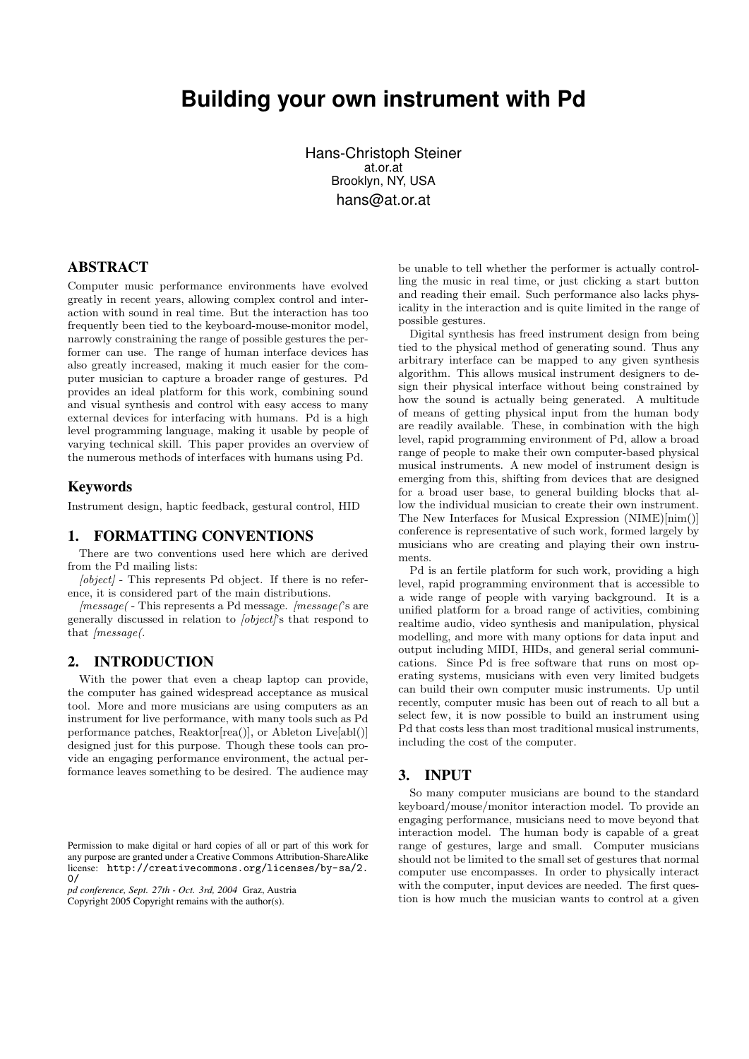# Building your own instrument with Pd

Hans-Christoph Steiner
at.or.at
Brooklyn, NY, USA
hans@at.or.at

## ABSTRACT

Computer music performance environments have evolved greatly in recent years, allowing complex control and interaction with sound in real time. But the interaction has too frequently been tied to the keyboard-mouse-monitor model, narrowly constraining the range of possible gestures the performer can use. The range of human interface devices has also greatly increased, making it much easier for the computer musician to capture a broader range of gestures. Pd provides an ideal platform for this work, combining sound and visual synthesis and control with easy access to many external devices for interfacing with humans. Pd is a high level programming language, making it usable by people of varying technical skill. This paper provides an overview of the numerous methods of interfaces with humans using Pd.

### Keywords

Instrument design, haptic feedback, gestural control, HID

## 1. FORMATTING CONVENTIONS

There are two conventions used here which are derived from the Pd mailing lists:

*[object]* - This represents Pd object. If there is no reference, it is considered part of the main distributions.

*[message(* - This represents a Pd message. *[message(*'s are generally discussed in relation to *[object]*'s that respond to that *[message(*.

## 2. INTRODUCTION

With the power that even a cheap laptop can provide, the computer has gained widespread acceptance as musical tool. More and more musicians are using computers as an instrument for live performance, with many tools such as Pd performance patches, Reaktor[rea()], or Ableton Live[abl()] designed just for this purpose. Though these tools can provide an engaging performance environment, the actual performance leaves something to be desired. The audience may be unable to tell whether the performer is actually controlling the music in real time, or just clicking a start button and reading their email. Such performance also lacks physicality in the interaction and is quite limited in the range of possible gestures.

Digital synthesis has freed instrument design from being tied to the physical method of generating sound. Thus any arbitrary interface can be mapped to any given synthesis algorithm. This allows musical instrument designers to design their physical interface without being constrained by how the sound is actually being generated. A multitude of means of getting physical input from the human body are readily available. These, in combination with the high level, rapid programming environment of Pd, allow a broad range of people to make their own computer-based physical musical instruments. A new model of instrument design is emerging from this, shifting from devices that are designed for a broad user base, to general building blocks that allow the individual musician to create their own instrument. The New Interfaces for Musical Expression (NIME)[nim()] conference is representative of such work, formed largely by musicians who are creating and playing their own instruments.

Pd is an fertile platform for such work, providing a high level, rapid programming environment that is accessible to a wide range of people with varying background. It is a unified platform for a broad range of activities, combining realtime audio, video synthesis and manipulation, physical modelling, and more with many options for data input and output including MIDI, HIDs, and general serial communications. Since Pd is free software that runs on most operating systems, musicians with even very limited budgets can build their own computer music instruments. Up until recently, computer music has been out of reach to all but a select few, it is now possible to build an instrument using Pd that costs less than most traditional musical instruments, including the cost of the computer.

## 3. INPUT

So many computer musicians are bound to the standard keyboard/mouse/monitor interaction model. To provide an engaging performance, musicians need to move beyond that interaction model. The human body is capable of a great range of gestures, large and small. Computer musicians should not be limited to the small set of gestures that normal computer use encompasses. In order to physically interact with the computer, input devices are needed. The first question is how much the musician wants to control at a given

Permission to make digital or hard copies of all or part of this work for any purpose are granted under a Creative Commons Attribution-ShareAlike license: http://creativecommons.org/licenses/by-sa/2.0/

*pd conference, Sept. 27th - Oct. 3rd, 2004* Graz, Austria
Copyright 2005 Copyright remains with the author(s).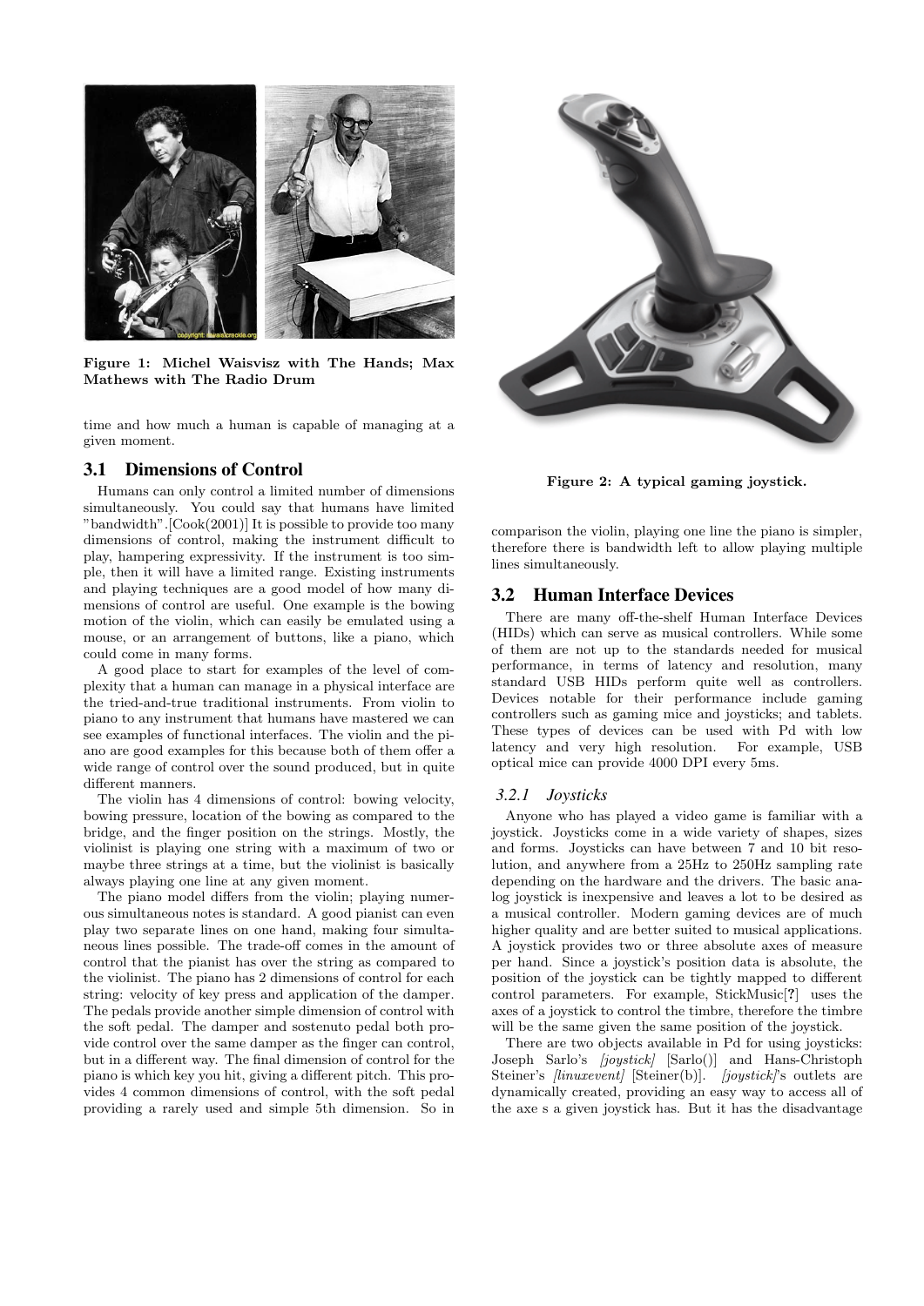Figure 1: Michel Waisvisz with The Hands; Max Mathews with The Radio Drum

time and how much a human is capable of managing at a given moment.

## 3.1 Dimensions of Control

Humans can only control a limited number of dimensions simultaneously. You could say that humans have limited "bandwidth".[Cook(2001)] It is possible to provide too many dimensions of control, making the instrument difficult to play, hampering expressivity. If the instrument is too simple, then it will have a limited range. Existing instruments and playing techniques are a good model of how many dimensions of control are useful. One example is the bowing motion of the violin, which can easily be emulated using a mouse, or an arrangement of buttons, like a piano, which could come in many forms.

A good place to start for examples of the level of complexity that a human can manage in a physical interface are the tried-and-true traditional instruments. From violin to piano to any instrument that humans have mastered we can see examples of functional interfaces. The violin and the piano are good examples for this because both of them offer a wide range of control over the sound produced, but in quite different manners.

The violin has 4 dimensions of control: bowing velocity, bowing pressure, location of the bowing as compared to the bridge, and the finger position on the strings. Mostly, the violinist is playing one string with a maximum of two or maybe three strings at a time, but the violinist is basically always playing one line at any given moment.

The piano model differs from the violin; playing numerous simultaneous notes is standard. A good pianist can even play two separate lines on one hand, making four simultaneous lines possible. The trade-off comes in the amount of control that the pianist has over the string as compared to the violinist. The piano has 2 dimensions of control for each string: velocity of key press and application of the damper. The pedals provide another simple dimension of control with the soft pedal. The damper and sostenuto pedal both provide control over the same damper as the finger can control, but in a different way. The final dimension of control for the piano is which key you hit, giving a different pitch. This provides 4 common dimensions of control, with the soft pedal providing a rarely used and simple 5th dimension. So in comparison the violin, playing one line the piano is simpler, therefore there is bandwidth left to allow playing multiple lines simultaneously.

Figure 2: A typical gaming joystick.

## 3.2 Human Interface Devices

There are many off-the-shelf Human Interface Devices (HIDs) which can serve as musical controllers. While some of them are not up to the standards needed for musical performance, in terms of latency and resolution, many standard USB HIDs perform quite well as controllers. Devices notable for their performance include gaming controllers such as gaming mice and joysticks; and tablets. These types of devices can be used with Pd with low latency and very high resolution. For example, USB optical mice can provide 4000 DPI every 5ms.

### *3.2.1 Joysticks*

Anyone who has played a video game is familiar with a joystick. Joysticks come in a wide variety of shapes, sizes and forms. Joysticks can have between 7 and 10 bit resolution, and anywhere from a 25Hz to 250Hz sampling rate depending on the hardware and the drivers. The basic analog joystick is inexpensive and leaves a lot to be desired as a musical controller. Modern gaming devices are of much higher quality and are better suited to musical applications. A joystick provides two or three absolute axes of measure per hand. Since a joystick's position data is absolute, the position of the joystick can be tightly mapped to different control parameters. For example, StickMusic[?] uses the axes of a joystick to control the timbre, therefore the timbre will be the same given the same position of the joystick.

There are two objects available in Pd for using joysticks: Joseph Sarlo's *[joystick]* [Sarlo()] and Hans-Christoph Steiner's *[linuxevent]* [Steiner(b)]. *[joystick]*'s outlets are dynamically created, providing an easy way to access all of the axe s a given joystick has. But it has the disadvantage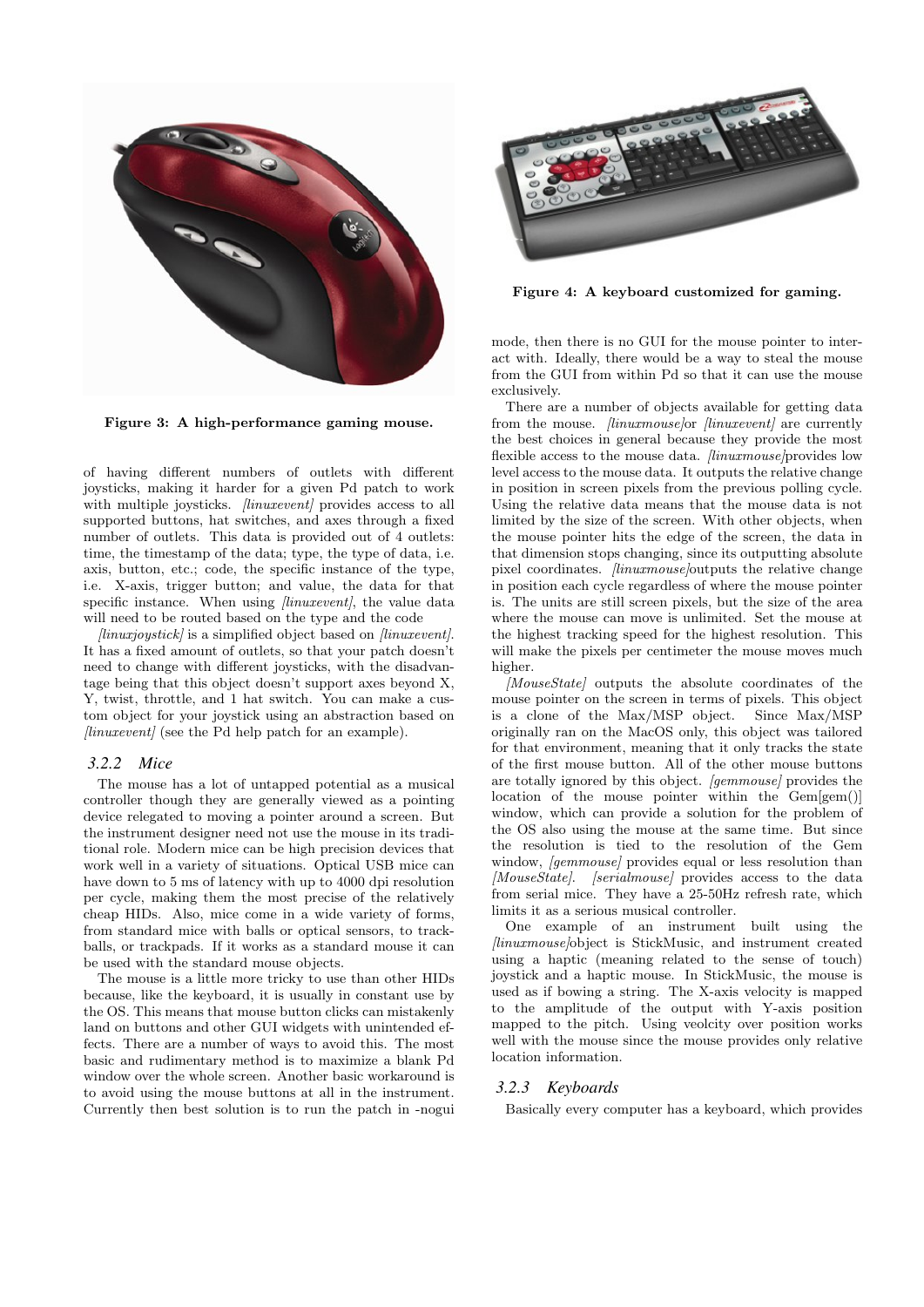Figure 3: A high-performance gaming mouse.

of having different numbers of outlets with different joysticks, making it harder for a given Pd patch to work with multiple joysticks. *[linuxevent]* provides access to all supported buttons, hat switches, and axes through a fixed number of outlets. This data is provided out of 4 outlets: time, the timestamp of the data; type, the type of data, i.e. axis, button, etc.; code, the specific instance of the type, i.e. X-axis, trigger button; and value, the data for that specific instance. When using *[linuxevent]*, the value data will need to be routed based on the type and the code

*[linuxjoystick]* is a simplified object based on *[linuxevent]*. It has a fixed amount of outlets, so that your patch doesn't need to change with different joysticks, with the disadvantage being that this object doesn't support axes beyond X, Y, twist, throttle, and 1 hat switch. You can make a custom object for your joystick using an abstraction based on *[linuxevent]* (see the Pd help patch for an example).

### 3.2.2 Mice

The mouse has a lot of untapped potential as a musical controller though they are generally viewed as a pointing device relegated to moving a pointer around a screen. But the instrument designer need not use the mouse in its traditional role. Modern mice can be high precision devices that work well in a variety of situations. Optical USB mice can have down to 5 ms of latency with up to 4000 dpi resolution per cycle, making them the most precise of the relatively cheap HIDs. Also, mice come in a wide variety of forms, from standard mice with balls or optical sensors, to trackballs, or trackpads. If it works as a standard mouse it can be used with the standard mouse objects.

The mouse is a little more tricky to use than other HIDs because, like the keyboard, it is usually in constant use by the OS. This means that mouse button clicks can mistakenly land on buttons and other GUI widgets with unintended effects. There are a number of ways to avoid this. The most basic and rudimentary method is to maximize a blank Pd window over the whole screen. Another basic workaround is to avoid using the mouse buttons at all in the instrument. Currently then best solution is to run the patch in -nogui

Figure 4: A keyboard customized for gaming.

mode, then there is no GUI for the mouse pointer to interact with. Ideally, there would be a way to steal the mouse from the GUI from within Pd so that it can use the mouse exclusively.

There are a number of objects available for getting data from the mouse. *[linuxmouse]*or *[linuxevent]* are currently the best choices in general because they provide the most flexible access to the mouse data. *[linuxmouse]*provides low level access to the mouse data. It outputs the relative change in position in screen pixels from the previous polling cycle. Using the relative data means that the mouse data is not limited by the size of the screen. With other objects, when the mouse pointer hits the edge of the screen, the data in that dimension stops changing, since its outputting absolute pixel coordinates. *[linuxmouse]*outputs the relative change in position each cycle regardless of where the mouse pointer is. The units are still screen pixels, but the size of the area where the mouse can move is unlimited. Set the mouse at the highest tracking speed for the highest resolution. This will make the pixels per centimeter the mouse moves much higher.

*[MouseState]* outputs the absolute coordinates of the mouse pointer on the screen in terms of pixels. This object is a clone of the Max/MSP object. Since Max/MSP originally ran on the MacOS only, this object was tailored for that environment, meaning that it only tracks the state of the first mouse button. All of the other mouse buttons are totally ignored by this object. *[gemmouse]* provides the location of the mouse pointer within the Gem[gem()] window, which can provide a solution for the problem of the OS also using the mouse at the same time. But since the resolution is tied to the resolution of the Gem window, *[gemmouse]* provides equal or less resolution than *[MouseState]*. *[serialmouse]* provides access to the data from serial mice. They have a 25-50Hz refresh rate, which limits it as a serious musical controller.

One example of an instrument built using the *[linuxmouse]*object is StickMusic, and instrument created using a haptic (meaning related to the sense of touch) joystick and a haptic mouse. In StickMusic, the mouse is used as if bowing a string. The X-axis velocity is mapped to the amplitude of the output with Y-axis position mapped to the pitch. Using veolcity over position works well with the mouse since the mouse provides only relative location information.

### 3.2.3 Keyboards

Basically every computer has a keyboard, which provides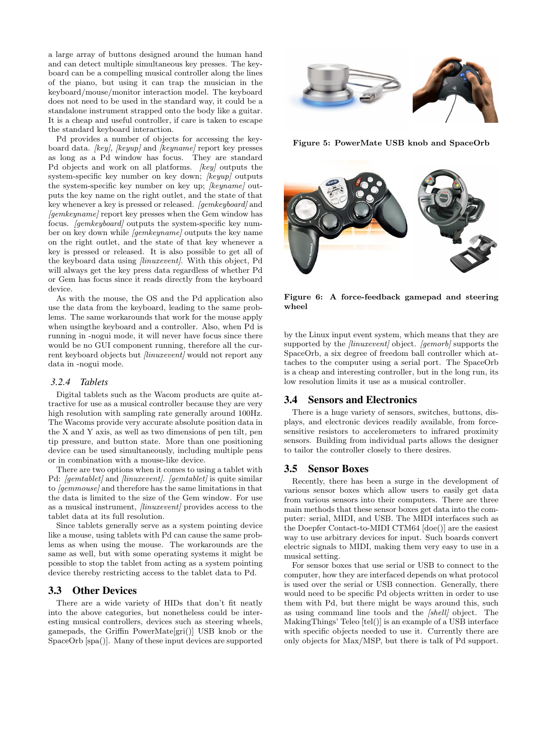a large array of buttons designed around the human hand and can detect multiple simultaneous key presses. The keyboard can be a compelling musical controller along the lines of the piano, but using it can trap the musician in the keyboard/mouse/monitor interaction model. The keyboard does not need to be used in the standard way, it could be a standalone instrument strapped onto the body like a guitar. It is a cheap and useful controller, if care is taken to escape the standard keyboard interaction.

Pd provides a number of objects for accessing the keyboard data. *[key]*, *[keyup]* and *[keyname]* report key presses as long as a Pd window has focus. They are standard Pd objects and work on all platforms. *[key]* outputs the system-specific key number on key down; *[keyup]* outputs the system-specific key number on key up; *[keyname]* outputs the key name on the right outlet, and the state of that key whenever a key is pressed or released. *[gemkeyboard]* and *[gemkeyname]* report key presses when the Gem window has focus. *[gemkeyboard]* outputs the system-specific key number on key down while *[gemkeyname]* outputs the key name on the right outlet, and the state of that key whenever a key is pressed or released. It is also possible to get all of the keyboard data using *[linuxevent]*. With this object, Pd will always get the key press data regardless of whether Pd or Gem has focus since it reads directly from the keyboard device.

As with the mouse, the OS and the Pd application also use the data from the keyboard, leading to the same problems. The same workarounds that work for the mouse apply when usingthe keyboard and a controller. Also, when Pd is running in -nogui mode, it will never have focus since there would be no GUI component running, therefore all the current keyboard objects but *[linuxevent]* would not report any data in -nogui mode.

### 3.2.4 Tablets

Digital tablets such as the Wacom products are quite attractive for use as a musical controller because they are very high resolution with sampling rate generally around 100Hz. The Wacoms provide very accurate absolute position data in the X and Y axis, as well as two dimensions of pen tilt, pen tip pressure, and button state. More than one positioning device can be used simultaneously, including multiple pens or in combination with a mouse-like device.

There are two options when it comes to using a tablet with Pd: *[gemtablet]* and *[linuxevent]*. *[gemtablet]* is quite similar to *[gemmouse]* and therefore has the same limitations in that the data is limited to the size of the Gem window. For use as a musical instrument, *[linuxevent]* provides access to the tablet data at its full resolution.

Since tablets generally serve as a system pointing device like a mouse, using tablets with Pd can cause the same problems as when using the mouse. The workarounds are the same as well, but with some operating systems it might be possible to stop the tablet from acting as a system pointing device thereby restricting access to the tablet data to Pd.

## 3.3 Other Devices

There are a wide variety of HIDs that don't fit neatly into the above categories, but nonetheless could be interesting musical controllers, devices such as steering wheels, gamepads, the Griffin PowerMate[gri()] USB knob or the SpaceOrb [spa()]. Many of these input devices are supported by the Linux input event system, which means that they are supported by the *[linuxevent]* object. *[gemorb]* supports the SpaceOrb, a six degree of freedom ball controller which attaches to the computer using a serial port. The SpaceOrb is a cheap and interesting controller, but in the long run, its low resolution limits it use as a musical controller.

**Figure 5: PowerMate USB knob and SpaceOrb**

**Figure 6: A force-feedback gamepad and steering wheel**

## 3.4 Sensors and Electronics

There is a huge variety of sensors, switches, buttons, displays, and electronic devices readily available, from force-sensitive resistors to accelerometers to infrared proximity sensors. Building from individual parts allows the designer to tailor the controller closely to there desires.

## 3.5 Sensor Boxes

Recently, there has been a surge in the development of various sensor boxes which allow users to easily get data from various sensors into their computers. There are three main methods that these sensor boxes get data into the computer: serial, MIDI, and USB. The MIDI interfaces such as the Doepfer Contact-to-MIDI CTM64 [doe()] are the easiest way to use arbitrary devices for input. Such boards convert electric signals to MIDI, making them very easy to use in a musical setting.

For sensor boxes that use serial or USB to connect to the computer, how they are interfaced depends on what protocol is used over the serial or USB connection. Generally, there would need to be specific Pd objects written in order to use them with Pd, but there might be ways around this, such as using command line tools and the *[shell]* object. The MakingThings' Teleo [tel()] is an example of a USB interface with specific objects needed to use it. Currently there are only objects for Max/MSP, but there is talk of Pd support.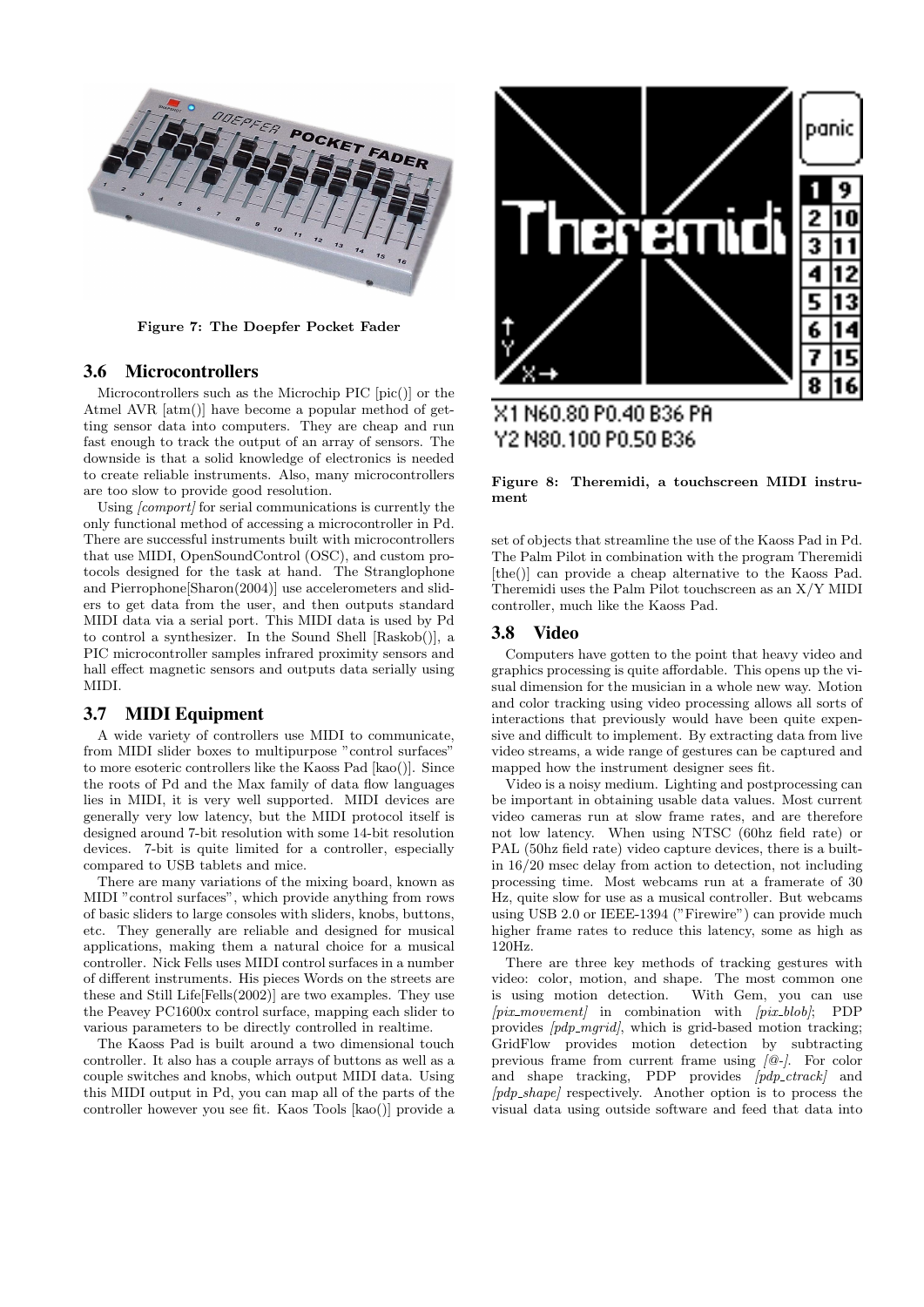Figure 7: The Doepfer Pocket Fader

### 3.6 Microcontrollers

Microcontrollers such as the Microchip PIC [pic()] or the Atmel AVR [atm()] have become a popular method of getting sensor data into computers. They are cheap and run fast enough to track the output of an array of sensors. The downside is that a solid knowledge of electronics is needed to create reliable instruments. Also, many microcontrollers are too slow to provide good resolution.

Using *[comport]* for serial communications is currently the only functional method of accessing a microcontroller in Pd. There are successful instruments built with microcontrollers that use MIDI, OpenSoundControl (OSC), and custom protocols designed for the task at hand. The Stranglophone and Pierrophone[Sharon(2004)] use accelerometers and sliders to get data from the user, and then outputs standard MIDI data via a serial port. This MIDI data is used by Pd to control a synthesizer. In the Sound Shell [Raskob()], a PIC microcontroller samples infrared proximity sensors and hall effect magnetic sensors and outputs data serially using MIDI.

### 3.7 MIDI Equipment

A wide variety of controllers use MIDI to communicate, from MIDI slider boxes to multipurpose "control surfaces" to more esoteric controllers like the Kaoss Pad [kao()]. Since the roots of Pd and the Max family of data flow languages lies in MIDI, it is very well supported. MIDI devices are generally very low latency, but the MIDI protocol itself is designed around 7-bit resolution with some 14-bit resolution devices. 7-bit is quite limited for a controller, especially compared to USB tablets and mice.

There are many variations of the mixing board, known as MIDI "control surfaces", which provide anything from rows of basic sliders to large consoles with sliders, knobs, buttons, etc. They generally are reliable and designed for musical applications, making them a natural choice for a musical controller. Nick Fells uses MIDI control surfaces in a number of different instruments. His pieces Words on the streets are these and Still Life[Fells(2002)] are two examples. They use the Peavey PC1600x control surface, mapping each slider to various parameters to be directly controlled in realtime.

The Kaoss Pad is built around a two dimensional touch controller. It also has a couple arrays of buttons as well as a couple switches and knobs, which output MIDI data. Using this MIDI output in Pd, you can map all of the parts of the controller however you see fit. Kaos Tools [kao()] provide a set of objects that streamline the use of the Kaoss Pad in Pd. The Palm Pilot in combination with the program Theremidi [the()] can provide a cheap alternative to the Kaoss Pad. Theremidi uses the Palm Pilot touchscreen as an X/Y MIDI controller, much like the Kaoss Pad.

Figure 8: Theremidi, a touchscreen MIDI instrument

### 3.8 Video

Computers have gotten to the point that heavy video and graphics processing is quite affordable. This opens up the visual dimension for the musician in a whole new way. Motion and color tracking using video processing allows all sorts of interactions that previously would have been quite expensive and difficult to implement. By extracting data from live video streams, a wide range of gestures can be captured and mapped how the instrument designer sees fit.

Video is a noisy medium. Lighting and postprocessing can be important in obtaining usable data values. Most current video cameras run at slow frame rates, and are therefore not low latency. When using NTSC (60hz field rate) or PAL (50hz field rate) video capture devices, there is a built-in 16/20 msec delay from action to detection, not including processing time. Most webcams run at a framerate of 30 Hz, quite slow for use as a musical controller. But webcams using USB 2.0 or IEEE-1394 ("Firewire") can provide much higher frame rates to reduce this latency, some as high as 120Hz.

There are three key methods of tracking gestures with video: color, motion, and shape. The most common one is using motion detection. With Gem, you can use *[pix_movement]* in combination with *[pix_blob]*; PDP provides *[pdp_mgrid]*, which is grid-based motion tracking; GridFlow provides motion detection by subtracting previous frame from current frame using *[@-]*. For color and shape tracking, PDP provides *[pdp_ctrack]* and *[pdp_shape]* respectively. Another option is to process the visual data using outside software and feed that data into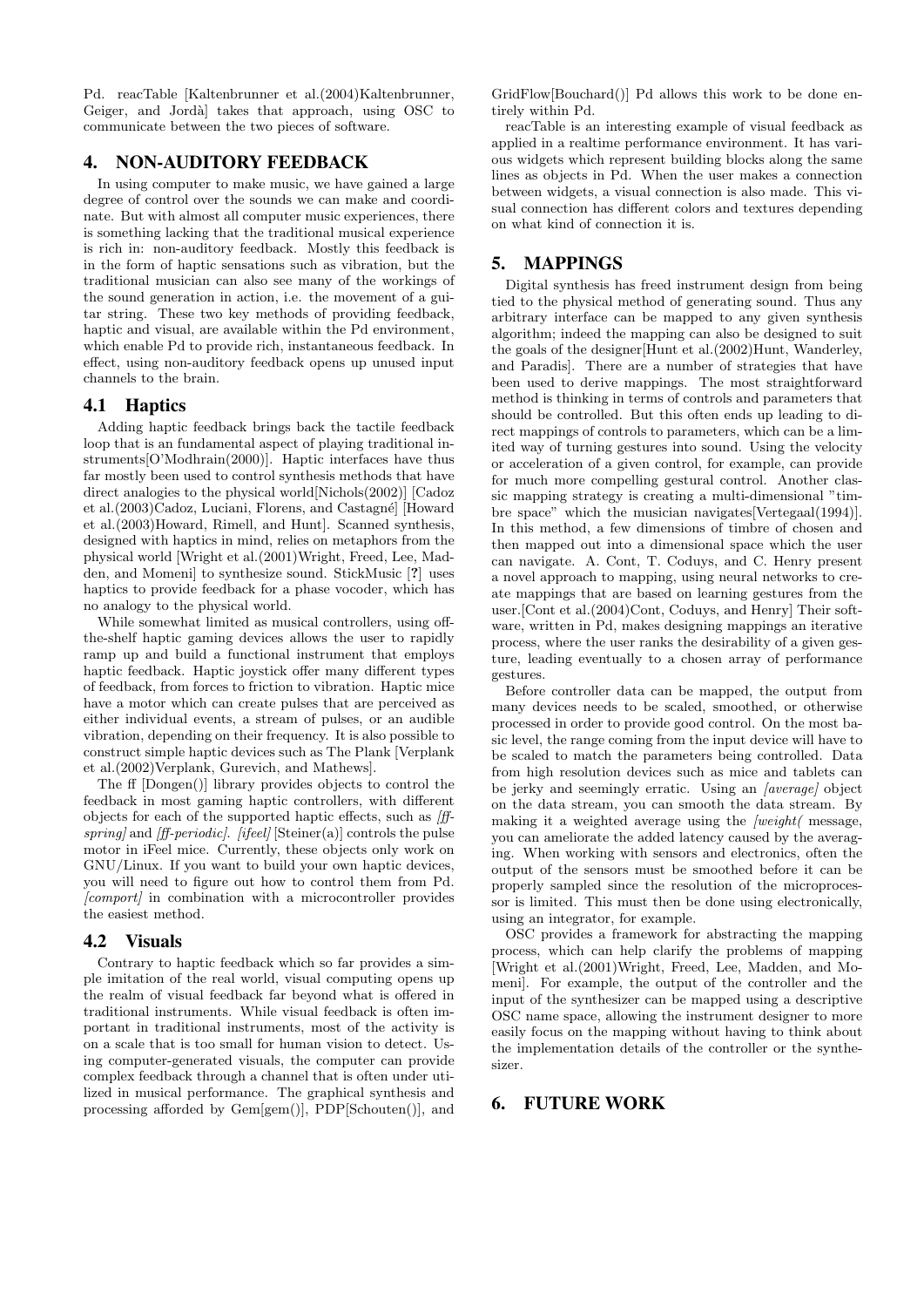Pd. reacTable [Kaltenbrunner et al.(2004)Kaltenbrunner, Geiger, and Jordà] takes that approach, using OSC to communicate between the two pieces of software.

## 4. NON-AUDITORY FEEDBACK

In using computer to make music, we have gained a large degree of control over the sounds we can make and coordinate. But with almost all computer music experiences, there is something lacking that the traditional musical experience is rich in: non-auditory feedback. Mostly this feedback is in the form of haptic sensations such as vibration, but the traditional musician can also see many of the workings of the sound generation in action, i.e. the movement of a guitar string. These two key methods of providing feedback, haptic and visual, are available within the Pd environment, which enable Pd to provide rich, instantaneous feedback. In effect, using non-auditory feedback opens up unused input channels to the brain.

### 4.1 Haptics

Adding haptic feedback brings back the tactile feedback loop that is an fundamental aspect of playing traditional instruments[O'Modhrain(2000)]. Haptic interfaces have thus far mostly been used to control synthesis methods that have direct analogies to the physical world[Nichols(2002)] [Cadoz et al.(2003)Cadoz, Luciani, Florens, and Castagné] [Howard et al.(2003)Howard, Rimell, and Hunt]. Scanned synthesis, designed with haptics in mind, relies on metaphors from the physical world [Wright et al.(2001)Wright, Freed, Lee, Madden, and Momeni] to synthesize sound. StickMusic [?] uses haptics to provide feedback for a phase vocoder, which has no analogy to the physical world.

While somewhat limited as musical controllers, using off-the-shelf haptic gaming devices allows the user to rapidly ramp up and build a functional instrument that employs haptic feedback. Haptic joystick offer many different types of feedback, from forces to friction to vibration. Haptic mice have a motor which can create pulses that are perceived as either individual events, a stream of pulses, or an audible vibration, depending on their frequency. It is also possible to construct simple haptic devices such as The Plank [Verplank et al.(2002)Verplank, Gurevich, and Mathews].

The ff [Dongen()] library provides objects to control the feedback in most gaming haptic controllers, with different objects for each of the supported haptic effects, such as *[ff-spring]* and *[ff-periodic]*. *[ifeel]* [Steiner(a)] controls the pulse motor in iFeel mice. Currently, these objects only work on GNU/Linux. If you want to build your own haptic devices, you will need to figure out how to control them from Pd. *[comport]* in combination with a microcontroller provides the easiest method.

### 4.2 Visuals

Contrary to haptic feedback which so far provides a simple imitation of the real world, visual computing opens up the realm of visual feedback far beyond what is offered in traditional instruments. While visual feedback is often important in traditional instruments, most of the activity is on a scale that is too small for human vision to detect. Using computer-generated visuals, the computer can provide complex feedback through a channel that is often under utilized in musical performance. The graphical synthesis and processing afforded by Gem[gem()], PDP[Schouten()], and GridFlow[Bouchard()] Pd allows this work to be done entirely within Pd.

reacTable is an interesting example of visual feedback as applied in a realtime performance environment. It has various widgets which represent building blocks along the same lines as objects in Pd. When the user makes a connection between widgets, a visual connection is also made. This visual connection has different colors and textures depending on what kind of connection it is.

## 5. MAPPINGS

Digital synthesis has freed instrument design from being tied to the physical method of generating sound. Thus any arbitrary interface can be mapped to any given synthesis algorithm; indeed the mapping can also be designed to suit the goals of the designer[Hunt et al.(2002)Hunt, Wanderley, and Paradis]. There are a number of strategies that have been used to derive mappings. The most straightforward method is thinking in terms of controls and parameters that should be controlled. But this often ends up leading to direct mappings of controls to parameters, which can be a limited way of turning gestures into sound. Using the velocity or acceleration of a given control, for example, can provide for much more compelling gestural control. Another classic mapping strategy is creating a multi-dimensional "timbre space" which the musician navigates[Vertegaal(1994)]. In this method, a few dimensions of timbre of chosen and then mapped out into a dimensional space which the user can navigate. A. Cont, T. Coduys, and C. Henry present a novel approach to mapping, using neural networks to create mappings that are based on learning gestures from the user.[Cont et al.(2004)Cont, Coduys, and Henry] Their software, written in Pd, makes designing mappings an iterative process, where the user ranks the desirability of a given gesture, leading eventually to a chosen array of performance gestures.

Before controller data can be mapped, the output from many devices needs to be scaled, smoothed, or otherwise processed in order to provide good control. On the most basic level, the range coming from the input device will have to be scaled to match the parameters being controlled. Data from high resolution devices such as mice and tablets can be jerky and seemingly erratic. Using an *[average]* object on the data stream, you can smooth the data stream. By making it a weighted average using the *[weight(* message, you can ameliorate the added latency caused by the averaging. When working with sensors and electronics, often the output of the sensors must be smoothed before it can be properly sampled since the resolution of the microprocessor is limited. This must then be done using electronically, using an integrator, for example.

OSC provides a framework for abstracting the mapping process, which can help clarify the problems of mapping [Wright et al.(2001)Wright, Freed, Lee, Madden, and Momeni]. For example, the output of the controller and the input of the synthesizer can be mapped using a descriptive OSC name space, allowing the instrument designer to more easily focus on the mapping without having to think about the implementation details of the controller or the synthesizer.

## 6. FUTURE WORK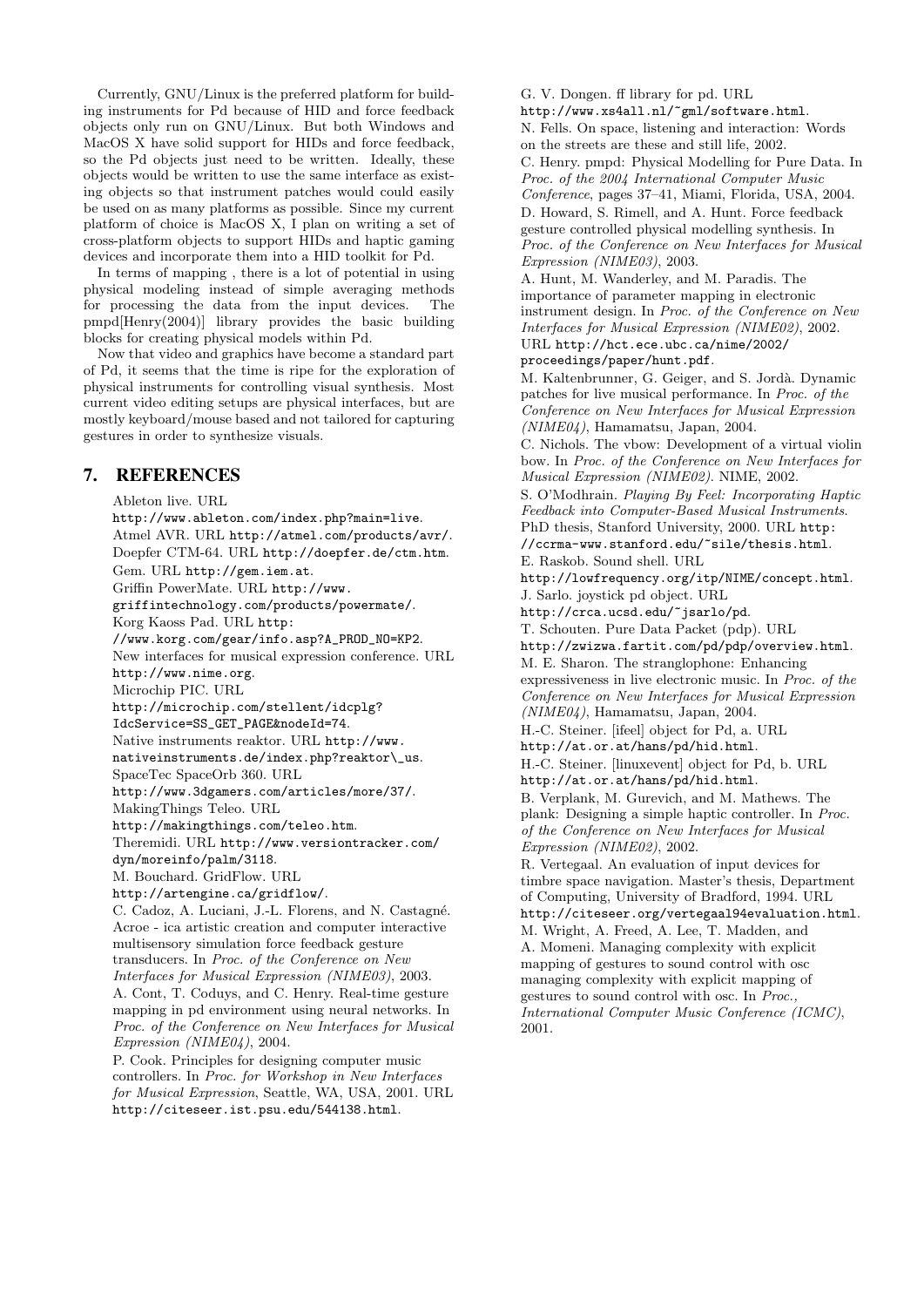Currently, GNU/Linux is the preferred platform for building instruments for Pd because of HID and force feedback objects only run on GNU/Linux. But both Windows and MacOS X have solid support for HIDs and force feedback, so the Pd objects just need to be written. Ideally, these objects would be written to use the same interface as existing objects so that instrument patches would could easily be used on as many platforms as possible. Since my current platform of choice is MacOS X, I plan on writing a set of cross-platform objects to support HIDs and haptic gaming devices and incorporate them into a HID toolkit for Pd.

In terms of mapping , there is a lot of potential in using physical modeling instead of simple averaging methods for processing the data from the input devices. The pmpd[Henry(2004)] library provides the basic building blocks for creating physical models within Pd.

Now that video and graphics have become a standard part of Pd, it seems that the time is ripe for the exploration of physical instruments for controlling visual synthesis. Most current video editing setups are physical interfaces, but are mostly keyboard/mouse based and not tailored for capturing gestures in order to synthesize visuals.

## 7. REFERENCES

Ableton live. URL http://www.ableton.com/index.php?main=live.

Atmel AVR. URL http://atmel.com/products/avr/.

Doepfer CTM-64. URL http://doepfer.de/ctm.htm.

Gem. URL http://gem.iem.at.

Griffin PowerMate. URL http://www.griffintechnology.com/products/powermate/.

Korg Kaoss Pad. URL http://www.korg.com/gear/info.asp?A_PROD_NO=KP2.

New interfaces for musical expression conference. URL http://www.nime.org.

Microchip PIC. URL http://microchip.com/stellent/idcplg?IdcService=SS_GET_PAGE&nodeId=74.

Native instruments reaktor. URL http://www.nativeinstruments.de/index.php?reaktor\_us.

SpaceTec SpaceOrb 360. URL http://www.3dgamers.com/articles/more/37/.

MakingThings Teleo. URL http://makingthings.com/teleo.htm.

Theremidi. URL http://www.versiontracker.com/dyn/moreinfo/palm/3118.

M. Bouchard. GridFlow. URL http://artengine.ca/gridflow/.

C. Cadoz, A. Luciani, J.-L. Florens, and N. Castagné. Acroe - ica artistic creation and computer interactive multisensory simulation force feedback gesture transducers. In *Proc. of the Conference on New Interfaces for Musical Expression (NIME03)*, 2003.

A. Cont, T. Coduys, and C. Henry. Real-time gesture mapping in pd environment using neural networks. In *Proc. of the Conference on New Interfaces for Musical Expression (NIME04)*, 2004.

P. Cook. Principles for designing computer music controllers. In *Proc. for Workshop in New Interfaces for Musical Expression*, Seattle, WA, USA, 2001. URL http://citeseer.ist.psu.edu/544138.html.

G. V. Dongen. ff library for pd. URL http://www.xs4all.nl/~gml/software.html.

N. Fells. On space, listening and interaction: Words on the streets are these and still life, 2002.

C. Henry. pmpd: Physical Modelling for Pure Data. In *Proc. of the 2004 International Computer Music Conference*, pages 37–41, Miami, Florida, USA, 2004.

D. Howard, S. Rimell, and A. Hunt. Force feedback gesture controlled physical modelling synthesis. In *Proc. of the Conference on New Interfaces for Musical Expression (NIME03)*, 2003.

A. Hunt, M. Wanderley, and M. Paradis. The importance of parameter mapping in electronic instrument design. In *Proc. of the Conference on New Interfaces for Musical Expression (NIME02)*, 2002. URL http://hct.ece.ubc.ca/nime/2002/proceedings/paper/hunt.pdf.

M. Kaltenbrunner, G. Geiger, and S. Jordà. Dynamic patches for live musical performance. In *Proc. of the Conference on New Interfaces for Musical Expression (NIME04)*, Hamamatsu, Japan, 2004.

C. Nichols. The vbow: Development of a virtual violin bow. In *Proc. of the Conference on New Interfaces for Musical Expression (NIME02)*. NIME, 2002.

S. O'Modhrain. *Playing By Feel: Incorporating Haptic Feedback into Computer-Based Musical Instruments*. PhD thesis, Stanford University, 2000. URL http://ccrma-www.stanford.edu/~sile/thesis.html.

E. Raskob. Sound shell. URL http://lowfrequency.org/itp/NIME/concept.html.

J. Sarlo. joystick pd object. URL http://crca.ucsd.edu/~jsarlo/pd.

T. Schouten. Pure Data Packet (pdp). URL http://zwizwa.fartit.com/pd/pdp/overview.html.

M. E. Sharon. The stranglophone: Enhancing expressiveness in live electronic music. In *Proc. of the Conference on New Interfaces for Musical Expression (NIME04)*, Hamamatsu, Japan, 2004.

H.-C. Steiner. [ifeel] object for Pd, a. URL http://at.or.at/hans/pd/hid.html.

H.-C. Steiner. [linuxevent] object for Pd, b. URL http://at.or.at/hans/pd/hid.html.

B. Verplank, M. Gurevich, and M. Mathews. The plank: Designing a simple haptic controller. In *Proc. of the Conference on New Interfaces for Musical Expression (NIME02)*, 2002.

R. Vertegaal. An evaluation of input devices for timbre space navigation. Master's thesis, Department of Computing, University of Bradford, 1994. URL http://citeseer.org/vertegaal94evaluation.html.

M. Wright, A. Freed, A. Lee, T. Madden, and A. Momeni. Managing complexity with explicit mapping of gestures to sound control with osc managing complexity with explicit mapping of gestures to sound control with osc. In *Proc., International Computer Music Conference (ICMC)*, 2001.